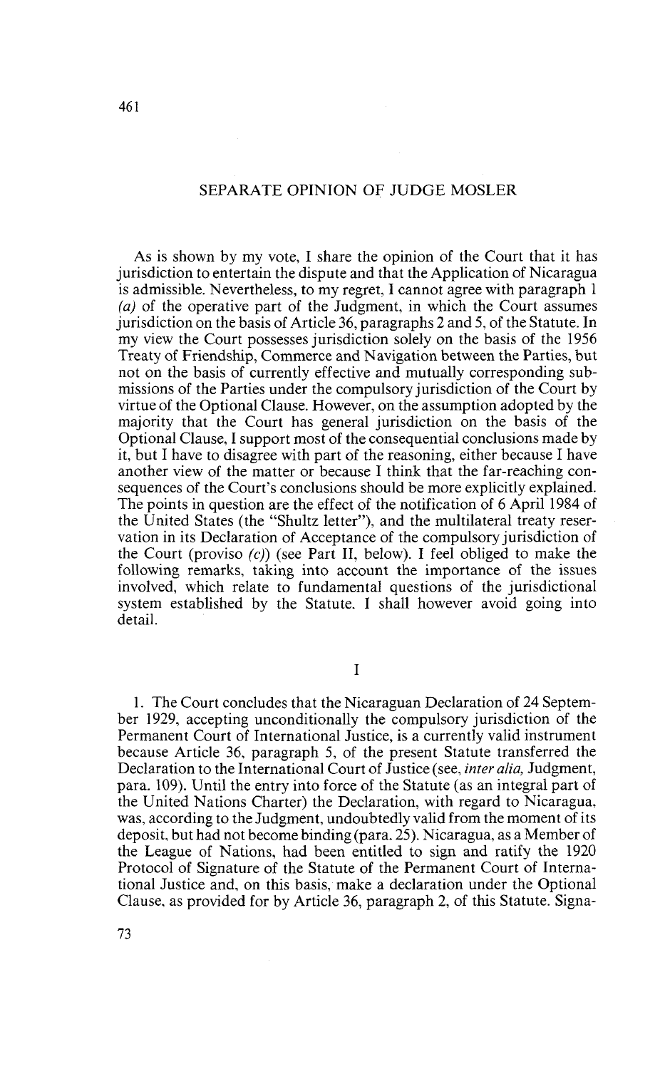## SEPARATE OPINION OF JUDGE MOSLER

As is shown by my vote, I share the opinion of the Court that it has jurisdiction to entertain the dispute and that the Application of Nicaragua is admissible. Nevertheless, to my regret, I cannot agree with paragraph 1 *(a)* of the operative part of the Judgment, in which the Court assumes jurisdiction on the basis of Article 36, paragraphs 2 and 5, of the Statute. In my view the Court possesses jurisdiction solely on the basis of the 1956 Treaty of Friendship, Commerce and Navigation between the Parties, but not on the basis of currently effective and mutually corresponding submissions of the Parties under the compulsory jurisdiction of the Court by virtue of the Optional Clause. However, on the assumption adopted by the majority that the Court has general jurisdiction on the basis of the Optional Clause, I support most of the consequential conclusions made by it, but I have to disagree with part of the reasoning, either because I have another view of the matter or because I think that the far-reaching consequences of the Court's conclusions should be more explicitly explained. The points in question are the effect of the notification of 6 April 1984 of the United States (the "Shultz letter"), and the multilateral treaty reservation in its Declaration of Acceptance of the compulsory jurisdiction of the Court (proviso *(c)*) (see Part II, below). I feel obliged to make the following remarks, taking into account the importance of the issues involved, which relate to fundamental questions of the jurisdictional system established by the Statute. I shall however avoid going into detail.

### I

1. The Court concludes that the Nicaraguan Declaration of 24 September 1929, accepting unconditionally the compulsory jurisdiction of the Permanent Court of International Justice, is a currently valid instrument because Article 36, paragraph 5, of the present Statute transferred the Declaration to the International Court of Justice (see, *inter alia,* Judgment, para. 109). Until the entry into force of the Statute (as an integral part of the United Nations Charter) the Declaration, with regard to Nicaragua, was, according to the Judgment, undoubtedly valid from the moment of its deposit, but had not become binding (para. 25). Nicaragua, as a Member of the League of Nations, had been entitled to sign and ratify the 1920 Protocol of Signature of the Statute of the Permanent Court of International Justice and, on this basis, make a declaration under the Optional Clause, as provided for by Article 36, paragraph 2, of this Statute. Signa-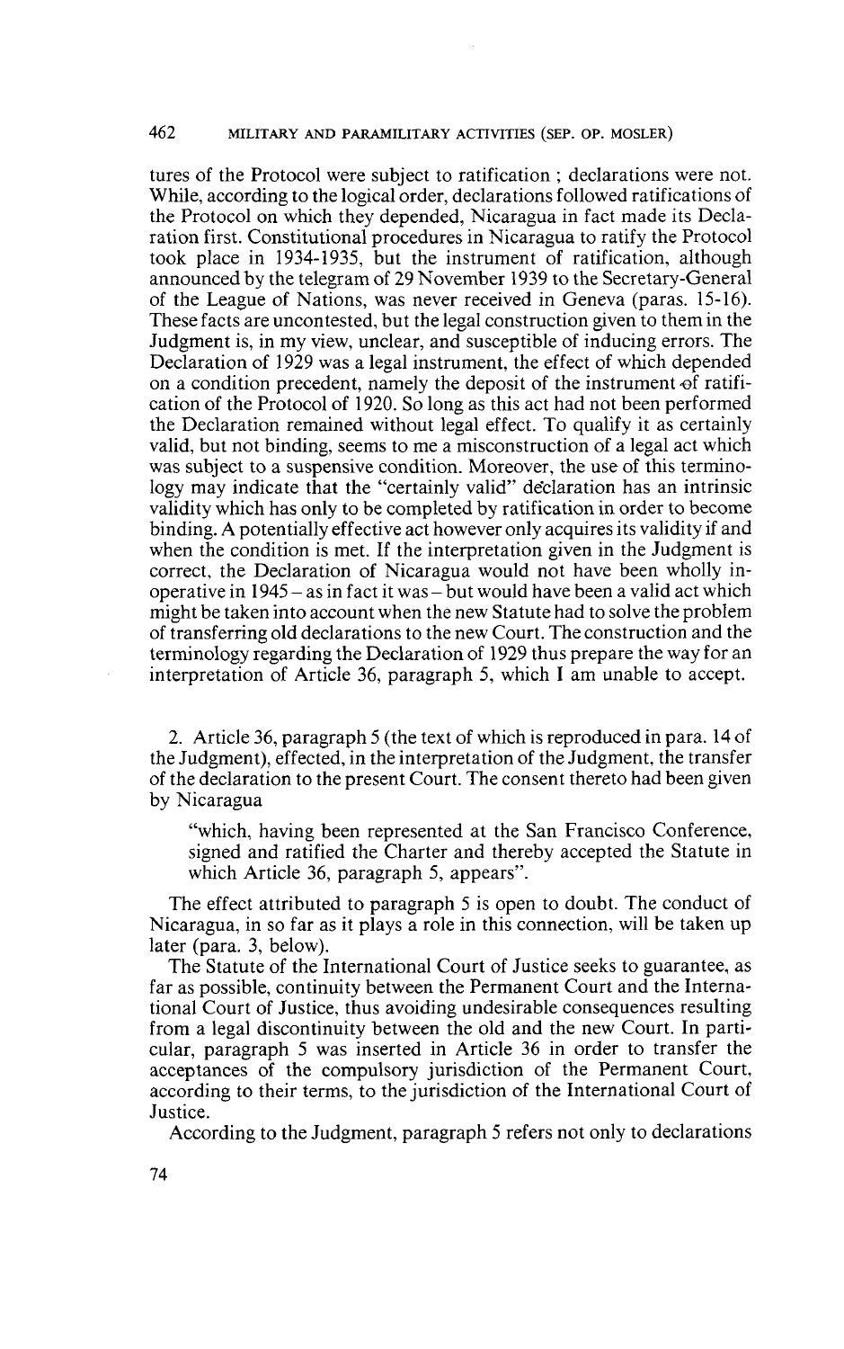tures of the Protocol were subject to ratification ; declarations were not. While, according to the logical order, declarations followed ratifications of the Protocol on which they depended, Nicaragua in fact made its Declaration first. Constitutional procedures in Nicaragua to ratify the Protocol took place in 1934-1935, but the instrument of ratification, although announced by the telegram of 29 November 1939 to the Secretary-General of the League of Nations, was never received in Geneva (paras. 15-16). These facts are uncontested, but the legal construction given to them in the Judgment is, in my view, unclear, and susceptible of inducing errors. The Declaration of 1929 was a legal instrument, the effect of which depended on a condition precedent, namely the deposit of the instrument of ratification of the Protocol of 1920. So long as this act had not been performed the Declaration remained without legal effect. To qualify it as certainly valid, but not binding, seems to me a misconstruction of a legal act which was subject to a suspensive condition. Moreover, the use of this terminology may indicate that the "certainly valid" declaration has an intrinsic validity which has only to be completed by ratification in order to become binding. A potentially effective act however only acquires its validity if and when the condition is met. If the interpretation given in the Judgment is correct, the Declaration of Nicaragua would not have been wholly inoperative in 1945 – as in fact it was – but would have been a valid act which might be taken into account when the new Statute had to solve the problem of transferring old declarations to the new Court. The construction and the terminology regarding the Declaration of 1929 thus prepare the way for an interpretation of Article 36, paragraph 5, which I am unable to accept.

2. Article 36, paragraph 5 (the text of which is reproduced in para. 14 of the Judgment), effected, in the interpretation of the Judgment, the transfer of the declaration to the present Court. The consent thereto had been given by Nicaragua

> "which, having been represented at the San Francisco Conference, signed and ratified the Charter and thereby accepted the Statute in which Article 36, paragraph 5, appears".

The effect attributed to paragraph 5 is open to doubt. The conduct of Nicaragua, in so far as it plays a role in this connection, will be taken up later (para. 3, below).

The Statute of the International Court of Justice seeks to guarantee, as far as possible, continuity between the Permanent Court and the International Court of Justice, thus avoiding undesirable consequences resulting from a legal discontinuity between the old and the new Court. In particular, paragraph 5 was inserted in Article 36 in order to transfer the acceptances of the compulsory jurisdiction of the Permanent Court, according to their terms, to the jurisdiction of the International Court of Justice.

According to the Judgment, paragraph 5 refers not only to declarations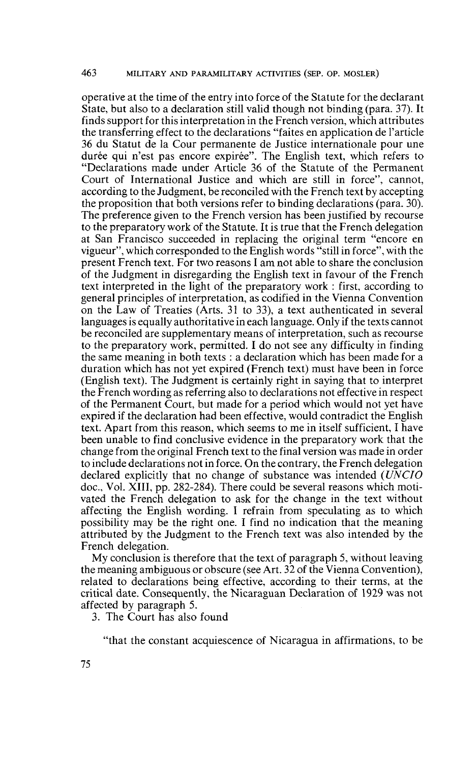operative at the time of the entry into force of the Statute for the declarant State, but also to a declaration still valid though not binding (para. 37). It finds support for this interpretation in the French version, which attributes the transferring effect to the declarations "faites en application de l'article 36 du Statut de la Cour permanente de Justice internationale pour une durée qui n'est pas encore expirée". The English text, which refers to "Declarations made under Article 36 of the Statute of the Permanent Court of International Justice and which are still in force", cannot, according to the Judgment, be reconciled with the French text by accepting the proposition that both versions refer to binding declarations (para. 30). The preference given to the French version has been justified by recourse to the preparatory work of the Statute. It is true that the French delegation at San Francisco succeeded in replacing the original term "encore en vigueur", which corresponded to the English words "still in force", with the present French text. For two reasons I am not able to share the conclusion of the Judgment in disregarding the English text in favour of the French text interpreted in the light of the preparatory work : first, according to general principles of interpretation, as codified in the Vienna Convention on the Law of Treaties (Arts. 31 to 33), a text authenticated in several languages is equally authoritative in each language. Only if the texts cannot be reconciled are supplementary means of interpretation, such as recourse to the preparatory work, permitted. I do not see any difficulty in finding the same meaning in both texts : a declaration which has been made for a duration which has not yet expired (French text) must have been in force (English text). The Judgment is certainly right in saying that to interpret the French wording as referring also to declarations not effective in respect of the Permanent Court, but made for a period which would not yet have expired if the declaration had been effective, would contradict the English text. Apart from this reason, which seems to me in itself sufficient, I have been unable to find conclusive evidence in the preparatory work that the change from the original French text to the final version was made in order to include declarations not in force. On the contrary, the French delegation declared explicitly that no change of substance was intended (*UNCIO* doc., Vol. XIII, pp. 282-284). There could be several reasons which motivated the French delegation to ask for the change in the text without affecting the English wording. I refrain from speculating as to which possibility may be the right one. I find no indication that the meaning attributed by the Judgment to the French text was also intended by the French delegation.

My conclusion is therefore that the text of paragraph 5, without leaving the meaning ambiguous or obscure (see Art. 32 of the Vienna Convention), related to declarations being effective, according to their terms, at the critical date. Consequently, the Nicaraguan Declaration of 1929 was not affected by paragraph 5.

3. The Court has also found

"that the constant acquiescence of Nicaragua in affirmations, to be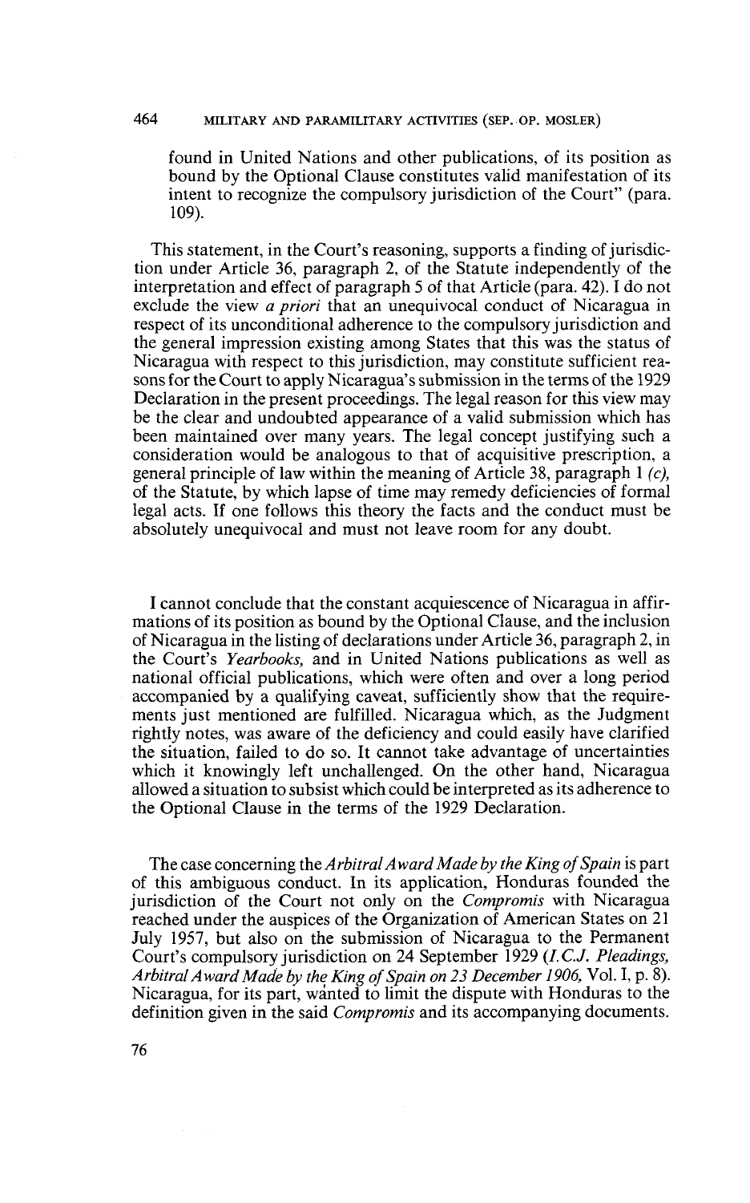found in United Nations and other publications, of its position as bound by the Optional Clause constitutes valid manifestation of its intent to recognize the compulsory jurisdiction of the Court" (para. 109).

This statement, in the Court's reasoning, supports a finding of jurisdiction under Article 36, paragraph 2, of the Statute independently of the interpretation and effect of paragraph 5 of that Article (para. 42). I do not exclude the view *a priori* that an unequivocal conduct of Nicaragua in respect of its unconditional adherence to the compulsory jurisdiction and the general impression existing among States that this was the status of Nicaragua with respect to this jurisdiction, may constitute sufficient reasons for the Court to apply Nicaragua's submission in the terms of the 1929 Declaration in the present proceedings. The legal reason for this view may be the clear and undoubted appearance of a valid submission which has been maintained over many years. The legal concept justifying such a consideration would be analogous to that of acquisitive prescription, a general principle of law within the meaning of Article 38, paragraph 1 *(c)*, of the Statute, by which lapse of time may remedy deficiencies of formal legal acts. If one follows this theory the facts and the conduct must be absolutely unequivocal and must not leave room for any doubt.

I cannot conclude that the constant acquiescence of Nicaragua in affirmations of its position as bound by the Optional Clause, and the inclusion of Nicaragua in the listing of declarations under Article 36, paragraph 2, in the Court's *Yearbooks*, and in United Nations publications as well as national official publications, which were often and over a long period accompanied by a qualifying caveat, sufficiently show that the requirements just mentioned are fulfilled. Nicaragua which, as the Judgment rightly notes, was aware of the deficiency and could easily have clarified the situation, failed to do so. It cannot take advantage of uncertainties which it knowingly left unchallenged. On the other hand, Nicaragua allowed a situation to subsist which could be interpreted as its adherence to the Optional Clause in the terms of the 1929 Declaration.

The case concerning the *Arbitral Award Made by the King of Spain* is part of this ambiguous conduct. In its application, Honduras founded the jurisdiction of the Court not only on the *Compromis* with Nicaragua reached under the auspices of the Organization of American States on 21 July 1957, but also on the submission of Nicaragua to the Permanent Court's compulsory jurisdiction on 24 September 1929 (*I.C.J. Pleadings, Arbitral Award Made by the King of Spain on 23 December 1906*, Vol. I, p. 8). Nicaragua, for its part, wanted to limit the dispute with Honduras to the definition given in the said *Compromis* and its accompanying documents.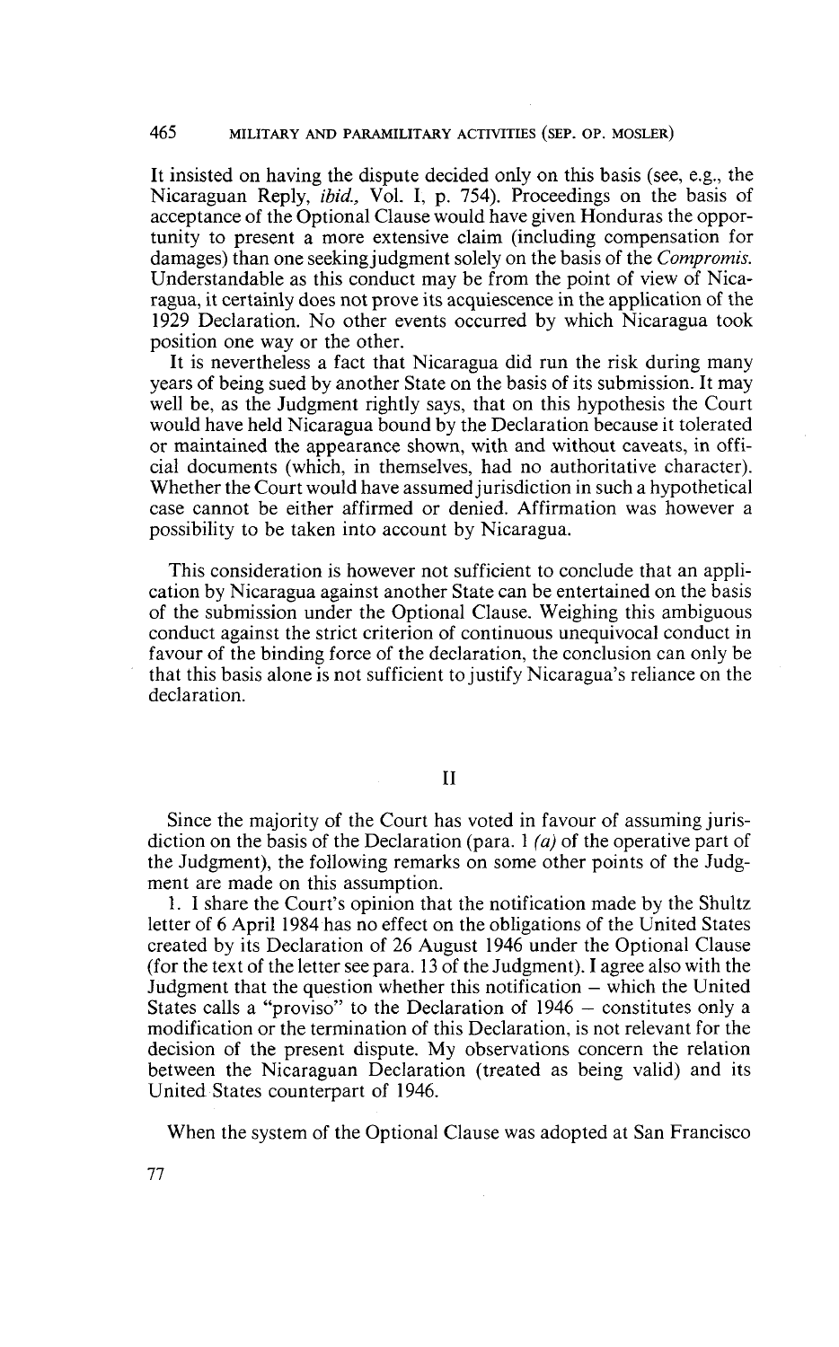It insisted on having the dispute decided only on this basis (see, e.g., the Nicaraguan Reply, *ibid.,* Vol. I, p. 754). Proceedings on the basis of acceptance of the Optional Clause would have given Honduras the opportunity to present a more extensive claim (including compensation for damages) than one seeking judgment solely on the basis of the *Compromis.* Understandable as this conduct may be from the point of view of Nicaragua, it certainly does not prove its acquiescence in the application of the 1929 Declaration. No other events occurred by which Nicaragua took position one way or the other.

It is nevertheless a fact that Nicaragua did run the risk during many years of being sued by another State on the basis of its submission. It may well be, as the Judgment rightly says, that on this hypothesis the Court would have held Nicaragua bound by the Declaration because it tolerated or maintained the appearance shown, with and without caveats, in official documents (which, in themselves, had no authoritative character). Whether the Court would have assumed jurisdiction in such a hypothetical case cannot be either affirmed or denied. Affirmation was however a possibility to be taken into account by Nicaragua.

This consideration is however not sufficient to conclude that an application by Nicaragua against another State can be entertained on the basis of the submission under the Optional Clause. Weighing this ambiguous conduct against the strict criterion of continuous unequivocal conduct in favour of the binding force of the declaration, the conclusion can only be that this basis alone is not sufficient to justify Nicaragua's reliance on the declaration.

## II

Since the majority of the Court has voted in favour of assuming jurisdiction on the basis of the Declaration (para. 1 *(a)* of the operative part of the Judgment), the following remarks on some other points of the Judgment are made on this assumption.

1. I share the Court's opinion that the notification made by the Shultz letter of 6 April 1984 has no effect on the obligations of the United States created by its Declaration of 26 August 1946 under the Optional Clause (for the text of the letter see para. 13 of the Judgment). I agree also with the Judgment that the question whether this notification – which the United States calls a "proviso" to the Declaration of 1946 – constitutes only a modification or the termination of this Declaration, is not relevant for the decision of the present dispute. My observations concern the relation between the Nicaraguan Declaration (treated as being valid) and its United States counterpart of 1946.

When the system of the Optional Clause was adopted at San Francisco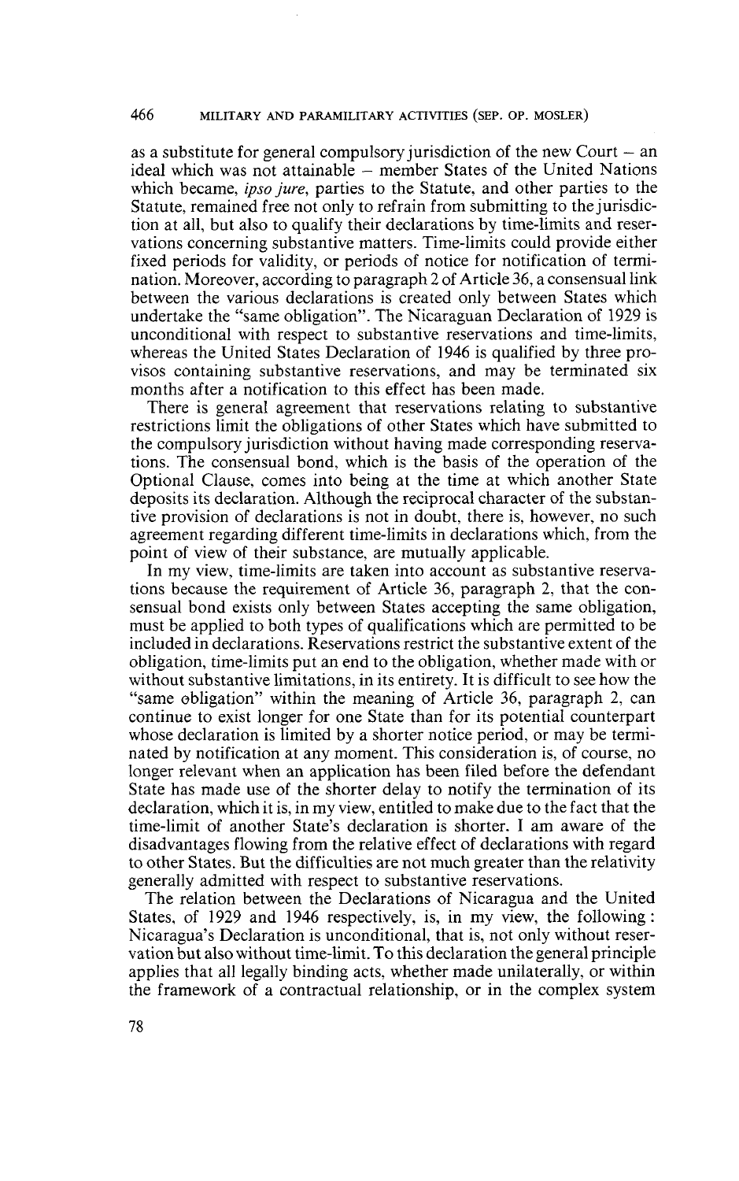as a substitute for general compulsory jurisdiction of the new Court – an ideal which was not attainable – member States of the United Nations which became, *ipso jure*, parties to the Statute, and other parties to the Statute, remained free not only to refrain from submitting to the jurisdiction at all, but also to qualify their declarations by time-limits and reservations concerning substantive matters. Time-limits could provide either fixed periods for validity, or periods of notice for notification of termination. Moreover, according to paragraph 2 of Article 36, a consensual link between the various declarations is created only between States which undertake the "same obligation". The Nicaraguan Declaration of 1929 is unconditional with respect to substantive reservations and time-limits, whereas the United States Declaration of 1946 is qualified by three provisos containing substantive reservations, and may be terminated six months after a notification to this effect has been made.

There is general agreement that reservations relating to substantive restrictions limit the obligations of other States which have submitted to the compulsory jurisdiction without having made corresponding reservations. The consensual bond, which is the basis of the operation of the Optional Clause, comes into being at the time at which another State deposits its declaration. Although the reciprocal character of the substantive provision of declarations is not in doubt, there is, however, no such agreement regarding different time-limits in declarations which, from the point of view of their substance, are mutually applicable.

In my view, time-limits are taken into account as substantive reservations because the requirement of Article 36, paragraph 2, that the consensual bond exists only between States accepting the same obligation, must be applied to both types of qualifications which are permitted to be included in declarations. Reservations restrict the substantive extent of the obligation, time-limits put an end to the obligation, whether made with or without substantive limitations, in its entirety. It is difficult to see how the "same obligation" within the meaning of Article 36, paragraph 2, can continue to exist longer for one State than for its potential counterpart whose declaration is limited by a shorter notice period, or may be terminated by notification at any moment. This consideration is, of course, no longer relevant when an application has been filed before the defendant State has made use of the shorter delay to notify the termination of its declaration, which it is, in my view, entitled to make due to the fact that the time-limit of another State's declaration is shorter. I am aware of the disadvantages flowing from the relative effect of declarations with regard to other States. But the difficulties are not much greater than the relativity generally admitted with respect to substantive reservations.

The relation between the Declarations of Nicaragua and the United States, of 1929 and 1946 respectively, is, in my view, the following: Nicaragua's Declaration is unconditional, that is, not only without reservation but also without time-limit. To this declaration the general principle applies that all legally binding acts, whether made unilaterally, or within the framework of a contractual relationship, or in the complex system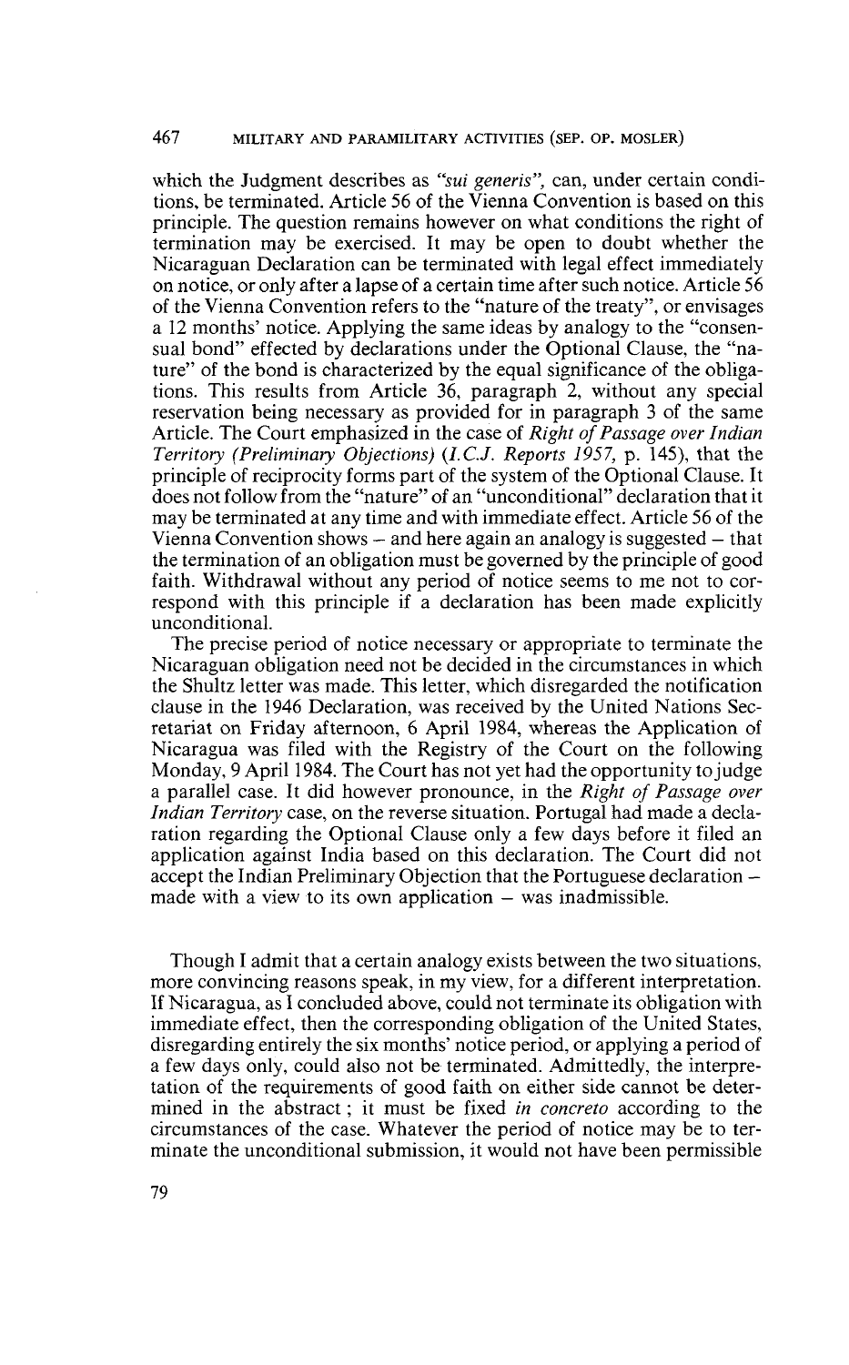which the Judgment describes as *"sui generis"*, can, under certain conditions, be terminated. Article 56 of the Vienna Convention is based on this principle. The question remains however on what conditions the right of termination may be exercised. It may be open to doubt whether the Nicaraguan Declaration can be terminated with legal effect immediately on notice, or only after a lapse of a certain time after such notice. Article 56 of the Vienna Convention refers to the "nature of the treaty", or envisages a 12 months' notice. Applying the same ideas by analogy to the "consensual bond" effected by declarations under the Optional Clause, the "nature" of the bond is characterized by the equal significance of the obligations. This results from Article 36, paragraph 2, without any special reservation being necessary as provided for in paragraph 3 of the same Article. The Court emphasized in the case of *Right of Passage over Indian Territory (Preliminary Objections) (I.C.J. Reports 1957*, p. 145), that the principle of reciprocity forms part of the system of the Optional Clause. It does not follow from the "nature" of an "unconditional" declaration that it may be terminated at any time and with immediate effect. Article 56 of the Vienna Convention shows – and here again an analogy is suggested – that the termination of an obligation must be governed by the principle of good faith. Withdrawal without any period of notice seems to me not to correspond with this principle if a declaration has been made explicitly unconditional.

The precise period of notice necessary or appropriate to terminate the Nicaraguan obligation need not be decided in the circumstances in which the Shultz letter was made. This letter, which disregarded the notification clause in the 1946 Declaration, was received by the United Nations Secretariat on Friday afternoon, 6 April 1984, whereas the Application of Nicaragua was filed with the Registry of the Court on the following Monday, 9 April 1984. The Court has not yet had the opportunity to judge a parallel case. It did however pronounce, in the *Right of Passage over Indian Territory* case, on the reverse situation. Portugal had made a declaration regarding the Optional Clause only a few days before it filed an application against India based on this declaration. The Court did not accept the Indian Preliminary Objection that the Portuguese declaration – made with a view to its own application – was inadmissible.

Though I admit that a certain analogy exists between the two situations, more convincing reasons speak, in my view, for a different interpretation. If Nicaragua, as I concluded above, could not terminate its obligation with immediate effect, then the corresponding obligation of the United States, disregarding entirely the six months' notice period, or applying a period of a few days only, could also not be terminated. Admittedly, the interpretation of the requirements of good faith on either side cannot be determined in the abstract; it must be fixed *in concreto* according to the circumstances of the case. Whatever the period of notice may be to terminate the unconditional submission, it would not have been permissible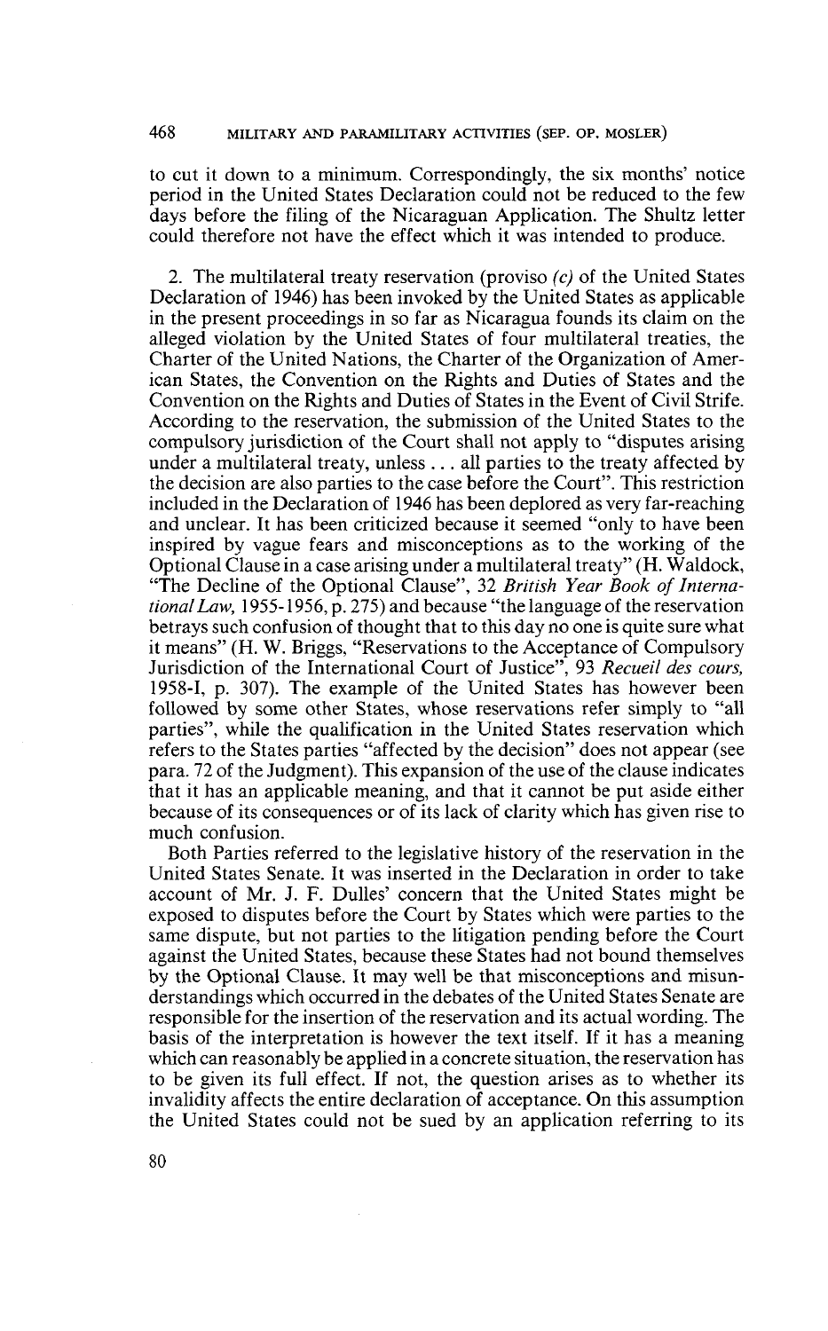to cut it down to a minimum. Correspondingly, the six months' notice period in the United States Declaration could not be reduced to the few days before the filing of the Nicaraguan Application. The Shultz letter could therefore not have the effect which it was intended to produce.

2. The multilateral treaty reservation (proviso *(c)* of the United States Declaration of 1946) has been invoked by the United States as applicable in the present proceedings in so far as Nicaragua founds its claim on the alleged violation by the United States of four multilateral treaties, the Charter of the United Nations, the Charter of the Organization of American States, the Convention on the Rights and Duties of States and the Convention on the Rights and Duties of States in the Event of Civil Strife. According to the reservation, the submission of the United States to the compulsory jurisdiction of the Court shall not apply to "disputes arising under a multilateral treaty, unless . . . all parties to the treaty affected by the decision are also parties to the case before the Court". This restriction included in the Declaration of 1946 has been deplored as very far-reaching and unclear. It has been criticized because it seemed "only to have been inspired by vague fears and misconceptions as to the working of the Optional Clause in a case arising under a multilateral treaty" (H. Waldock, "The Decline of the Optional Clause", 32 *British Year Book of International Law,* 1955-1956, p. 275) and because "the language of the reservation betrays such confusion of thought that to this day no one is quite sure what it means" (H. W. Briggs, "Reservations to the Acceptance of Compulsory Jurisdiction of the International Court of Justice", 93 *Recueil des cours,* 1958-I, p. 307). The example of the United States has however been followed by some other States, whose reservations refer simply to "all parties", while the qualification in the United States reservation which refers to the States parties "affected by the decision" does not appear (see para. 72 of the Judgment). This expansion of the use of the clause indicates that it has an applicable meaning, and that it cannot be put aside either because of its consequences or of its lack of clarity which has given rise to much confusion.

Both Parties referred to the legislative history of the reservation in the United States Senate. It was inserted in the Declaration in order to take account of Mr. J. F. Dulles' concern that the United States might be exposed to disputes before the Court by States which were parties to the same dispute, but not parties to the litigation pending before the Court against the United States, because these States had not bound themselves by the Optional Clause. It may well be that misconceptions and misunderstandings which occurred in the debates of the United States Senate are responsible for the insertion of the reservation and its actual wording. The basis of the interpretation is however the text itself. If it has a meaning which can reasonably be applied in a concrete situation, the reservation has to be given its full effect. If not, the question arises as to whether its invalidity affects the entire declaration of acceptance. On this assumption the United States could not be sued by an application referring to its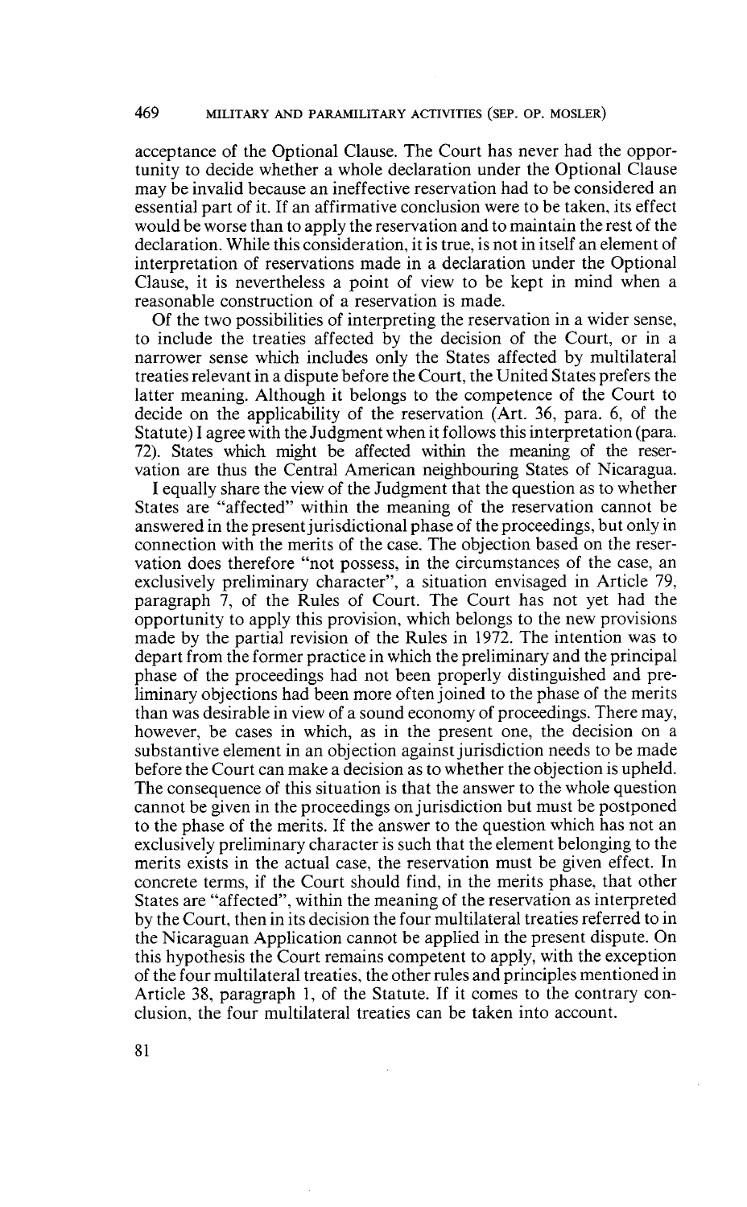acceptance of the Optional Clause. The Court has never had the opportunity to decide whether a whole declaration under the Optional Clause may be invalid because an ineffective reservation had to be considered an essential part of it. If an affirmative conclusion were to be taken, its effect would be worse than to apply the reservation and to maintain the rest of the declaration. While this consideration, it is true, is not in itself an element of interpretation of reservations made in a declaration under the Optional Clause, it is nevertheless a point of view to be kept in mind when a reasonable construction of a reservation is made.

Of the two possibilities of interpreting the reservation in a wider sense, to include the treaties affected by the decision of the Court, or in a narrower sense which includes only the States affected by multilateral treaties relevant in a dispute before the Court, the United States prefers the latter meaning. Although it belongs to the competence of the Court to decide on the applicability of the reservation (Art. 36, para. 6, of the Statute) I agree with the Judgment when it follows this interpretation (para. 72). States which might be affected within the meaning of the reservation are thus the Central American neighbouring States of Nicaragua.

I equally share the view of the Judgment that the question as to whether States are "affected" within the meaning of the reservation cannot be answered in the present jurisdictional phase of the proceedings, but only in connection with the merits of the case. The objection based on the reservation does therefore "not possess, in the circumstances of the case, an exclusively preliminary character", a situation envisaged in Article 79, paragraph 7, of the Rules of Court. The Court has not yet had the opportunity to apply this provision, which belongs to the new provisions made by the partial revision of the Rules in 1972. The intention was to depart from the former practice in which the preliminary and the principal phase of the proceedings had not been properly distinguished and preliminary objections had been more often joined to the phase of the merits than was desirable in view of a sound economy of proceedings. There may, however, be cases in which, as in the present one, the decision on a substantive element in an objection against jurisdiction needs to be made before the Court can make a decision as to whether the objection is upheld. The consequence of this situation is that the answer to the whole question cannot be given in the proceedings on jurisdiction but must be postponed to the phase of the merits. If the answer to the question which has not an exclusively preliminary character is such that the element belonging to the merits exists in the actual case, the reservation must be given effect. In concrete terms, if the Court should find, in the merits phase, that other States are "affected", within the meaning of the reservation as interpreted by the Court, then in its decision the four multilateral treaties referred to in the Nicaraguan Application cannot be applied in the present dispute. On this hypothesis the Court remains competent to apply, with the exception of the four multilateral treaties, the other rules and principles mentioned in Article 38, paragraph 1, of the Statute. If it comes to the contrary conclusion, the four multilateral treaties can be taken into account.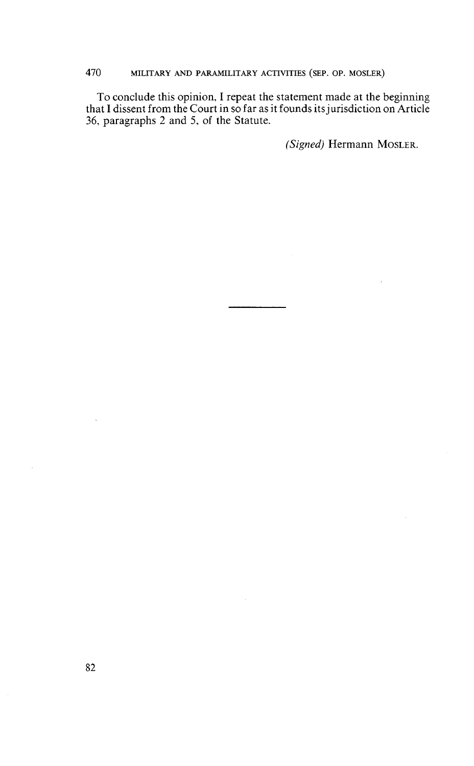To conclude this opinion, I repeat the statement made at the beginning that I dissent from the Court in so far as it founds its jurisdiction on Article 36, paragraphs 2 and 5, of the Statute.

*(Signed)* Hermann MOSLER.